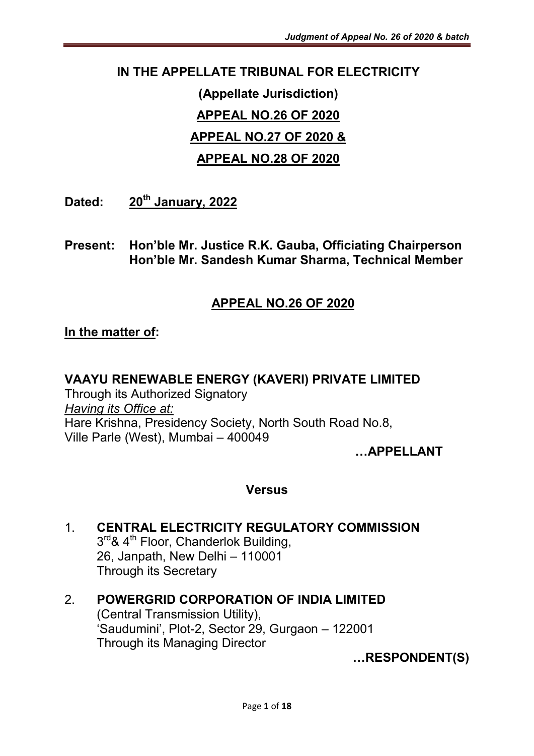# IN THE APPELLATE TRIBUNAL FOR ELECTRICITY

## (Appellate Jurisdiction)

## APPEAL NO.26 OF 2020

## APPEAL NO.27 OF 2020 &

## APPEAL NO.28 OF 2020

**Dated: 20th January, 2022**

**Present: Hon'ble Mr. Justice R.K. Gauba, Officiating Chairperson**
**Hon'ble Mr. Sandesh Kumar Sharma, Technical Member**

## APPEAL NO.26 OF 2020

**In the matter of:**

**VAAYU RENEWABLE ENERGY (KAVERI) PRIVATE LIMITED**
Through its Authorized Signatory
*Having its Office at:*
Hare Krishna, Presidency Society, North South Road No.8,
Ville Parle (West), Mumbai – 400049

**…APPELLANT**

**Versus**

1. **CENTRAL ELECTRICITY REGULATORY COMMISSION**
   3rd & 4th Floor, Chanderlok Building,
   26, Janpath, New Delhi – 110001
   Through its Secretary

2. **POWERGRID CORPORATION OF INDIA LIMITED**
   (Central Transmission Utility),
   'Saudumini', Plot-2, Sector 29, Gurgaon – 122001
   Through its Managing Director

**…RESPONDENT(S)**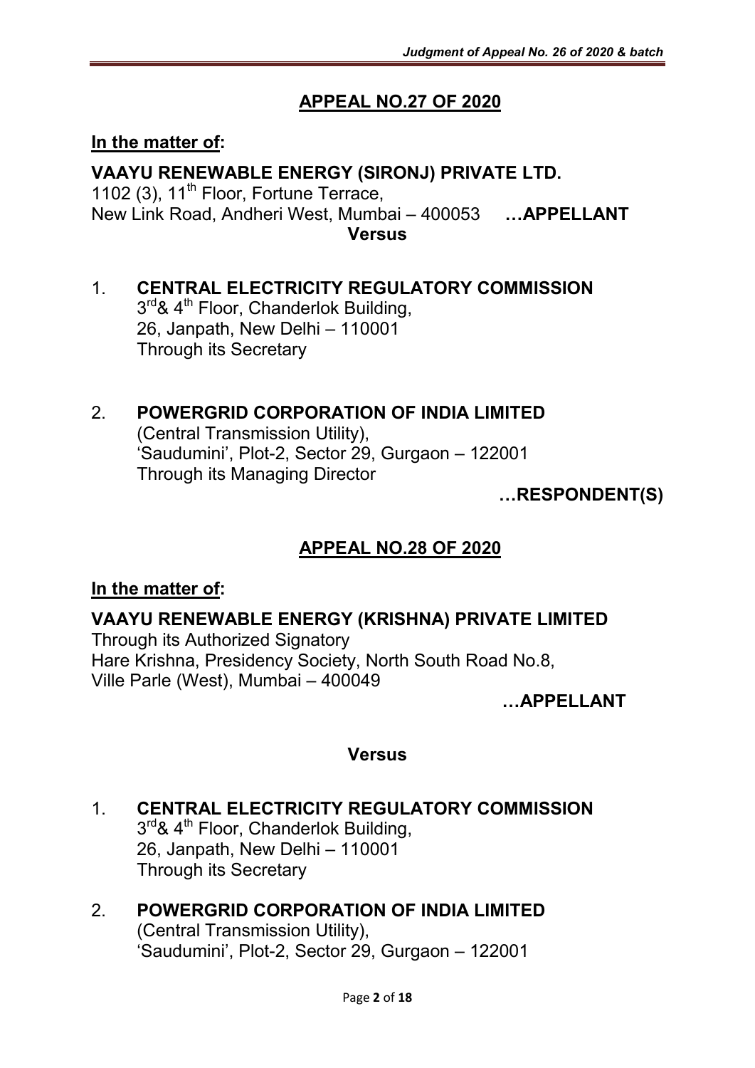## APPEAL NO.27 OF 2020

**In the matter of:**

**VAAYU RENEWABLE ENERGY (SIRONJ) PRIVATE LTD.**
1102 (3), 11th Floor, Fortune Terrace,
New Link Road, Andheri West, Mumbai – 400053 **…APPELLANT**

**Versus**

1. **CENTRAL ELECTRICITY REGULATORY COMMISSION**
   3rd& 4th Floor, Chanderlok Building,
   26, Janpath, New Delhi – 110001
   Through its Secretary

2. **POWERGRID CORPORATION OF INDIA LIMITED**
   (Central Transmission Utility),
   'Saudumini', Plot-2, Sector 29, Gurgaon – 122001
   Through its Managing Director

**…RESPONDENT(S)**

## APPEAL NO.28 OF 2020

**In the matter of:**

**VAAYU RENEWABLE ENERGY (KRISHNA) PRIVATE LIMITED**
Through its Authorized Signatory
Hare Krishna, Presidency Society, North South Road No.8,
Ville Parle (West), Mumbai – 400049

**…APPELLANT**

**Versus**

1. **CENTRAL ELECTRICITY REGULATORY COMMISSION**
   3rd& 4th Floor, Chanderlok Building,
   26, Janpath, New Delhi – 110001
   Through its Secretary

2. **POWERGRID CORPORATION OF INDIA LIMITED**
   (Central Transmission Utility),
   'Saudumini', Plot-2, Sector 29, Gurgaon – 122001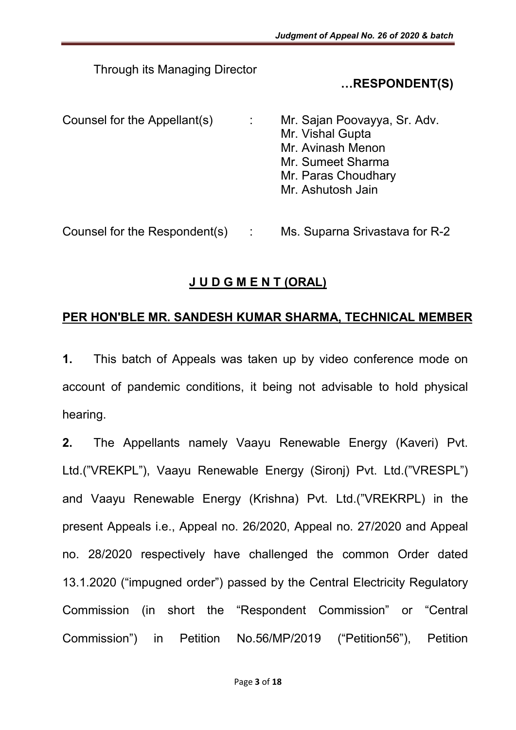Through its Managing Director

**…RESPONDENT(S)**

Counsel for the Appellant(s) : Mr. Sajan Poovayya, Sr. Adv.
Mr. Vishal Gupta
Mr. Avinash Menon
Mr. Sumeet Sharma
Mr. Paras Choudhary
Mr. Ashutosh Jain

Counsel for the Respondent(s) : Ms. Suparna Srivastava for R-2

## J U D G M E N T (ORAL)

**PER HON'BLE MR. SANDESH KUMAR SHARMA, TECHNICAL MEMBER**

**1.** This batch of Appeals was taken up by video conference mode on account of pandemic conditions, it being not advisable to hold physical hearing.

**2.** The Appellants namely Vaayu Renewable Energy (Kaveri) Pvt. Ltd.("VREKPL"), Vaayu Renewable Energy (Sironj) Pvt. Ltd.("VRESPL") and Vaayu Renewable Energy (Krishna) Pvt. Ltd.("VREKRPL) in the present Appeals i.e., Appeal no. 26/2020, Appeal no. 27/2020 and Appeal no. 28/2020 respectively have challenged the common Order dated 13.1.2020 ("impugned order") passed by the Central Electricity Regulatory Commission (in short the "Respondent Commission" or "Central Commission") in Petition No.56/MP/2019 ("Petition56"), Petition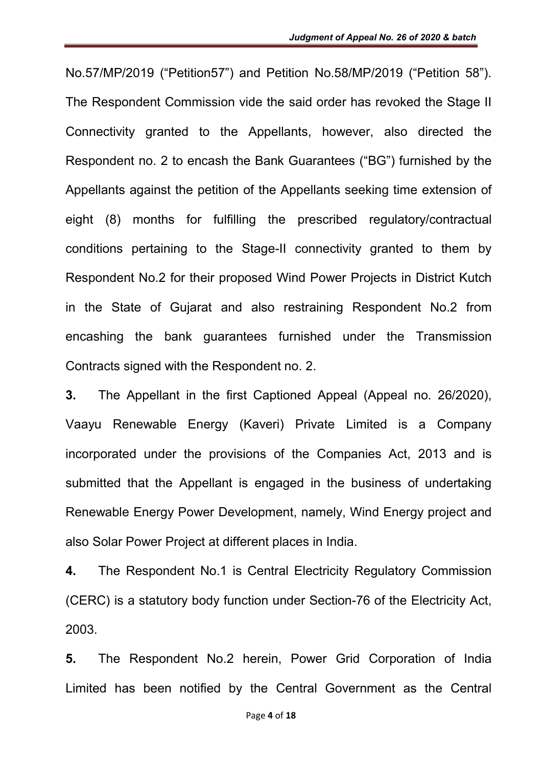No.57/MP/2019 ("Petition57") and Petition No.58/MP/2019 ("Petition 58"). The Respondent Commission vide the said order has revoked the Stage II Connectivity granted to the Appellants, however, also directed the Respondent no. 2 to encash the Bank Guarantees ("BG") furnished by the Appellants against the petition of the Appellants seeking time extension of eight (8) months for fulfilling the prescribed regulatory/contractual conditions pertaining to the Stage-II connectivity granted to them by Respondent No.2 for their proposed Wind Power Projects in District Kutch in the State of Gujarat and also restraining Respondent No.2 from encashing the bank guarantees furnished under the Transmission Contracts signed with the Respondent no. 2.

**3.** The Appellant in the first Captioned Appeal (Appeal no. 26/2020), Vaayu Renewable Energy (Kaveri) Private Limited is a Company incorporated under the provisions of the Companies Act, 2013 and is submitted that the Appellant is engaged in the business of undertaking Renewable Energy Power Development, namely, Wind Energy project and also Solar Power Project at different places in India.

**4.** The Respondent No.1 is Central Electricity Regulatory Commission (CERC) is a statutory body function under Section-76 of the Electricity Act, 2003.

**5.** The Respondent No.2 herein, Power Grid Corporation of India Limited has been notified by the Central Government as the Central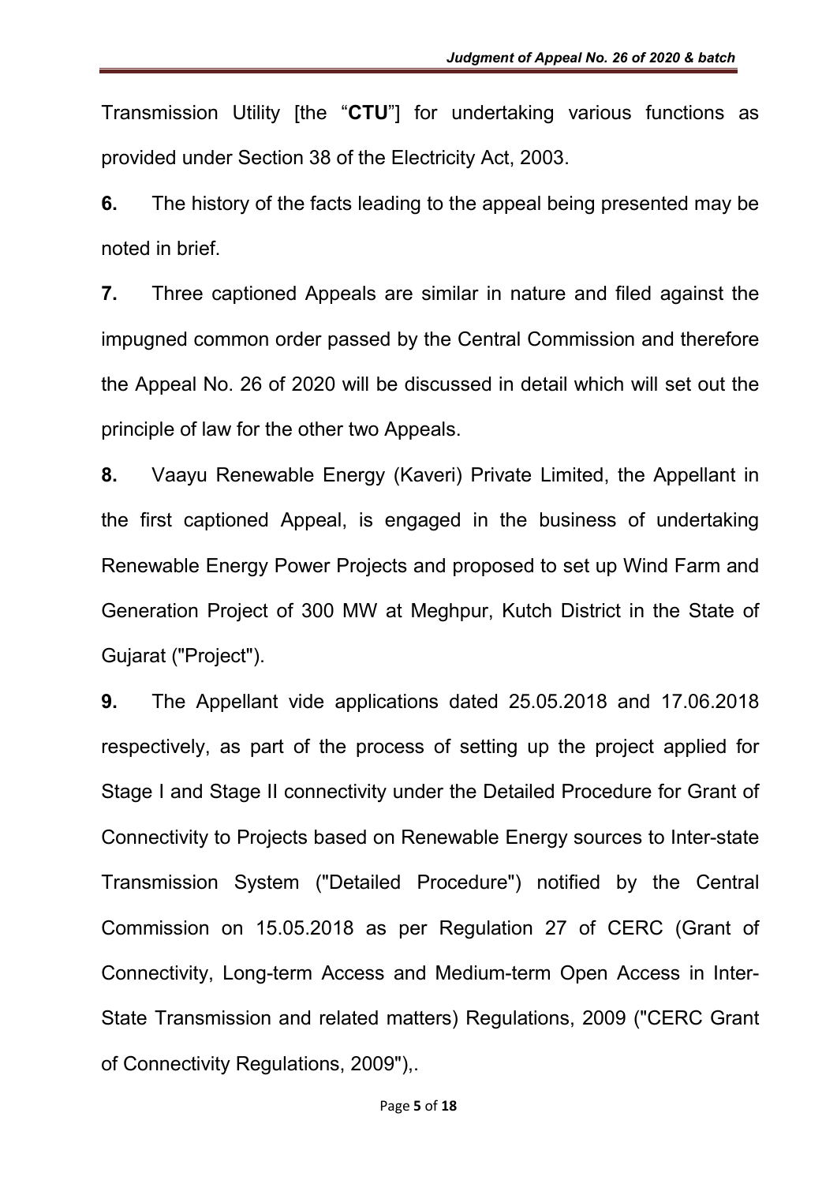Transmission Utility [the "**CTU**"] for undertaking various functions as provided under Section 38 of the Electricity Act, 2003.

**6.** The history of the facts leading to the appeal being presented may be noted in brief.

**7.** Three captioned Appeals are similar in nature and filed against the impugned common order passed by the Central Commission and therefore the Appeal No. 26 of 2020 will be discussed in detail which will set out the principle of law for the other two Appeals.

**8.** Vaayu Renewable Energy (Kaveri) Private Limited, the Appellant in the first captioned Appeal, is engaged in the business of undertaking Renewable Energy Power Projects and proposed to set up Wind Farm and Generation Project of 300 MW at Meghpur, Kutch District in the State of Gujarat ("Project").

**9.** The Appellant vide applications dated 25.05.2018 and 17.06.2018 respectively, as part of the process of setting up the project applied for Stage I and Stage II connectivity under the Detailed Procedure for Grant of Connectivity to Projects based on Renewable Energy sources to Inter-state Transmission System ("Detailed Procedure") notified by the Central Commission on 15.05.2018 as per Regulation 27 of CERC (Grant of Connectivity, Long-term Access and Medium-term Open Access in Inter-State Transmission and related matters) Regulations, 2009 ("CERC Grant of Connectivity Regulations, 2009"),.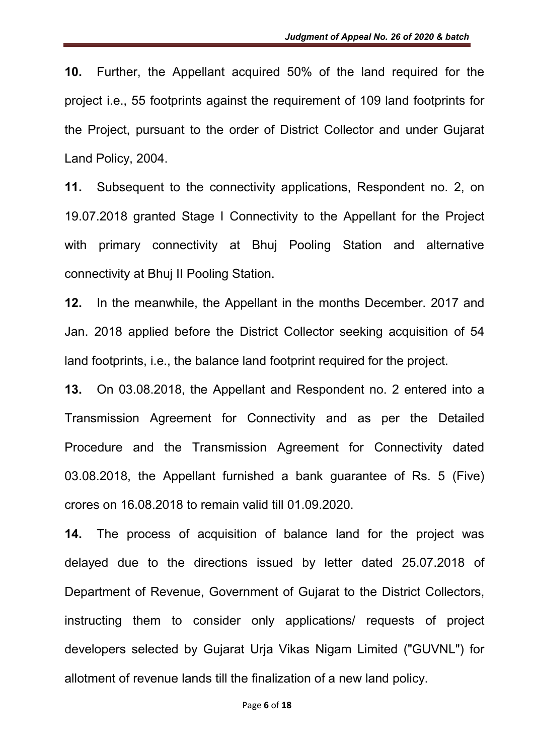**10.** Further, the Appellant acquired 50% of the land required for the project i.e., 55 footprints against the requirement of 109 land footprints for the Project, pursuant to the order of District Collector and under Gujarat Land Policy, 2004.

**11.** Subsequent to the connectivity applications, Respondent no. 2, on 19.07.2018 granted Stage I Connectivity to the Appellant for the Project with primary connectivity at Bhuj Pooling Station and alternative connectivity at Bhuj II Pooling Station.

**12.** In the meanwhile, the Appellant in the months December. 2017 and Jan. 2018 applied before the District Collector seeking acquisition of 54 land footprints, i.e., the balance land footprint required for the project.

**13.** On 03.08.2018, the Appellant and Respondent no. 2 entered into a Transmission Agreement for Connectivity and as per the Detailed Procedure and the Transmission Agreement for Connectivity dated 03.08.2018, the Appellant furnished a bank guarantee of Rs. 5 (Five) crores on 16.08.2018 to remain valid till 01.09.2020.

**14.** The process of acquisition of balance land for the project was delayed due to the directions issued by letter dated 25.07.2018 of Department of Revenue, Government of Gujarat to the District Collectors, instructing them to consider only applications/ requests of project developers selected by Gujarat Urja Vikas Nigam Limited ("GUVNL") for allotment of revenue lands till the finalization of a new land policy.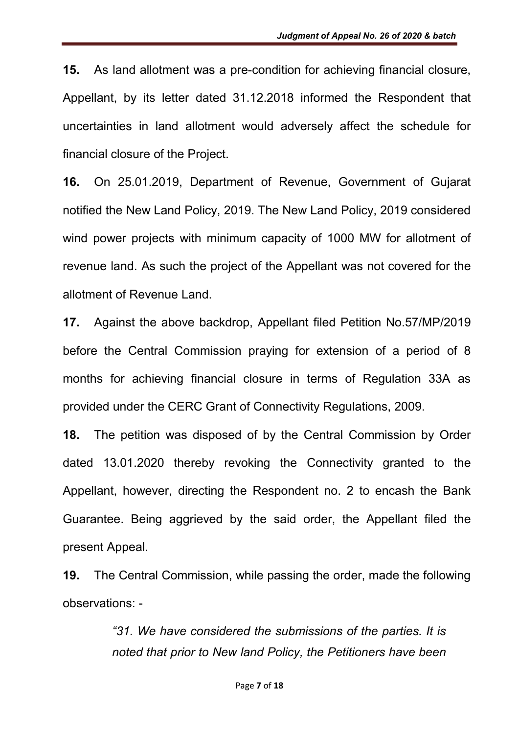**15.** As land allotment was a pre-condition for achieving financial closure, Appellant, by its letter dated 31.12.2018 informed the Respondent that uncertainties in land allotment would adversely affect the schedule for financial closure of the Project.

**16.** On 25.01.2019, Department of Revenue, Government of Gujarat notified the New Land Policy, 2019. The New Land Policy, 2019 considered wind power projects with minimum capacity of 1000 MW for allotment of revenue land. As such the project of the Appellant was not covered for the allotment of Revenue Land.

**17.** Against the above backdrop, Appellant filed Petition No.57/MP/2019 before the Central Commission praying for extension of a period of 8 months for achieving financial closure in terms of Regulation 33A as provided under the CERC Grant of Connectivity Regulations, 2009.

**18.** The petition was disposed of by the Central Commission by Order dated 13.01.2020 thereby revoking the Connectivity granted to the Appellant, however, directing the Respondent no. 2 to encash the Bank Guarantee. Being aggrieved by the said order, the Appellant filed the present Appeal.

**19.** The Central Commission, while passing the order, made the following observations: -

> *"31. We have considered the submissions of the parties. It is noted that prior to New land Policy, the Petitioners have been*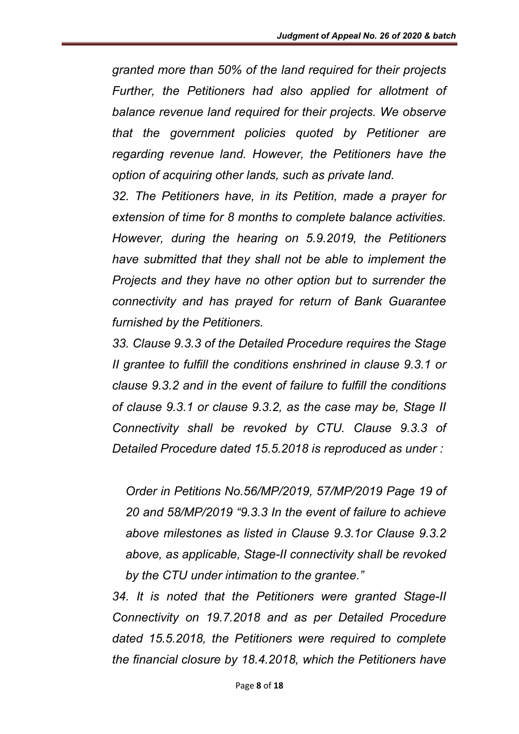*granted more than 50% of the land required for their projects Further, the Petitioners had also applied for allotment of balance revenue land required for their projects. We observe that the government policies quoted by Petitioner are regarding revenue land. However, the Petitioners have the option of acquiring other lands, such as private land.*

*32. The Petitioners have, in its Petition, made a prayer for extension of time for 8 months to complete balance activities. However, during the hearing on 5.9.2019, the Petitioners have submitted that they shall not be able to implement the Projects and they have no other option but to surrender the connectivity and has prayed for return of Bank Guarantee furnished by the Petitioners.*

*33. Clause 9.3.3 of the Detailed Procedure requires the Stage II grantee to fulfill the conditions enshrined in clause 9.3.1 or clause 9.3.2 and in the event of failure to fulfill the conditions of clause 9.3.1 or clause 9.3.2, as the case may be, Stage II Connectivity shall be revoked by CTU. Clause 9.3.3 of Detailed Procedure dated 15.5.2018 is reproduced as under :*

> *Order in Petitions No.56/MP/2019, 57/MP/2019 Page 19 of 20 and 58/MP/2019 "9.3.3 In the event of failure to achieve above milestones as listed in Clause 9.3.1or Clause 9.3.2 above, as applicable, Stage-II connectivity shall be revoked by the CTU under intimation to the grantee."*

*34. It is noted that the Petitioners were granted Stage-II Connectivity on 19.7.2018 and as per Detailed Procedure dated 15.5.2018, the Petitioners were required to complete the financial closure by 18.4.2018, which the Petitioners have*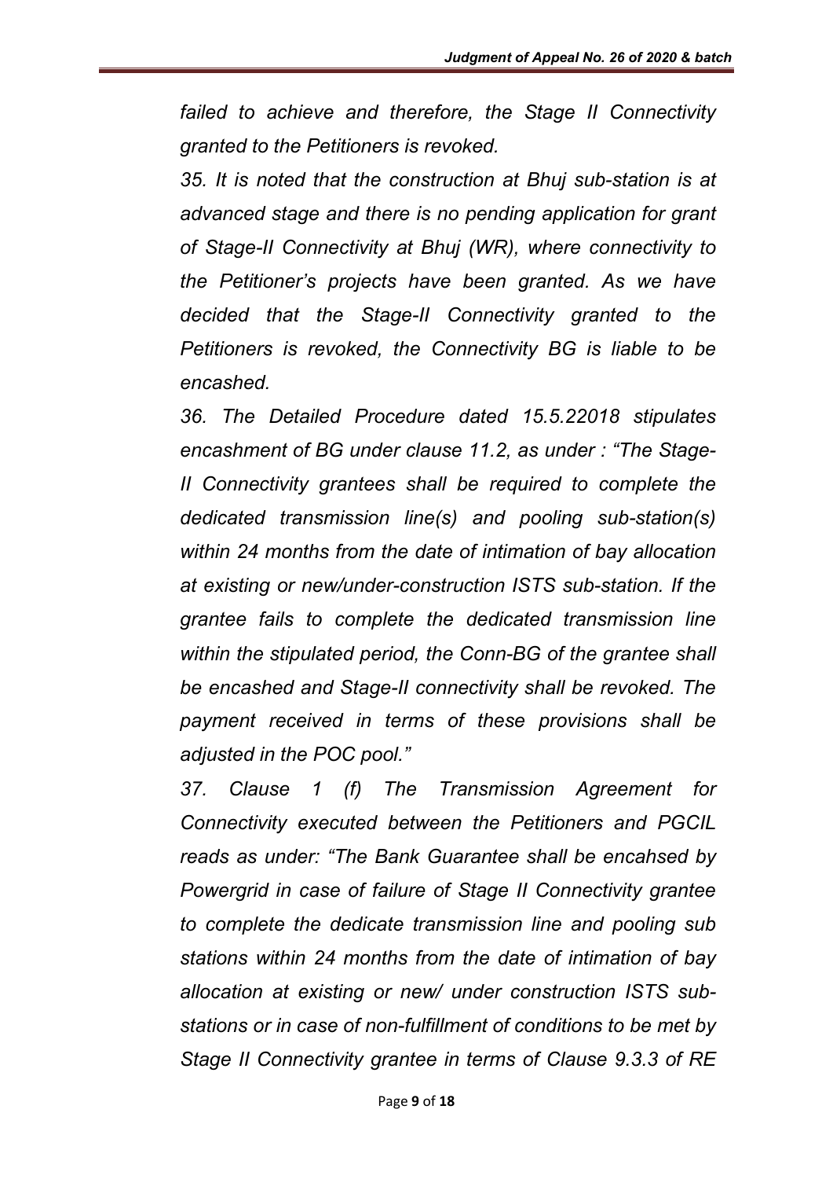*failed to achieve and therefore, the Stage II Connectivity granted to the Petitioners is revoked.*

*35. It is noted that the construction at Bhuj sub-station is at advanced stage and there is no pending application for grant of Stage-II Connectivity at Bhuj (WR), where connectivity to the Petitioner's projects have been granted. As we have decided that the Stage-II Connectivity granted to the Petitioners is revoked, the Connectivity BG is liable to be encashed.*

*36. The Detailed Procedure dated 15.5.22018 stipulates encashment of BG under clause 11.2, as under : "The Stage-II Connectivity grantees shall be required to complete the dedicated transmission line(s) and pooling sub-station(s) within 24 months from the date of intimation of bay allocation at existing or new/under-construction ISTS sub-station. If the grantee fails to complete the dedicated transmission line within the stipulated period, the Conn-BG of the grantee shall be encashed and Stage-II connectivity shall be revoked. The payment received in terms of these provisions shall be adjusted in the POC pool."*

*37. Clause 1 (f) The Transmission Agreement for Connectivity executed between the Petitioners and PGCIL reads as under: "The Bank Guarantee shall be encahsed by Powergrid in case of failure of Stage II Connectivity grantee to complete the dedicate transmission line and pooling sub stations within 24 months from the date of intimation of bay allocation at existing or new/ under construction ISTS sub-stations or in case of non-fulfillment of conditions to be met by Stage II Connectivity grantee in terms of Clause 9.3.3 of RE*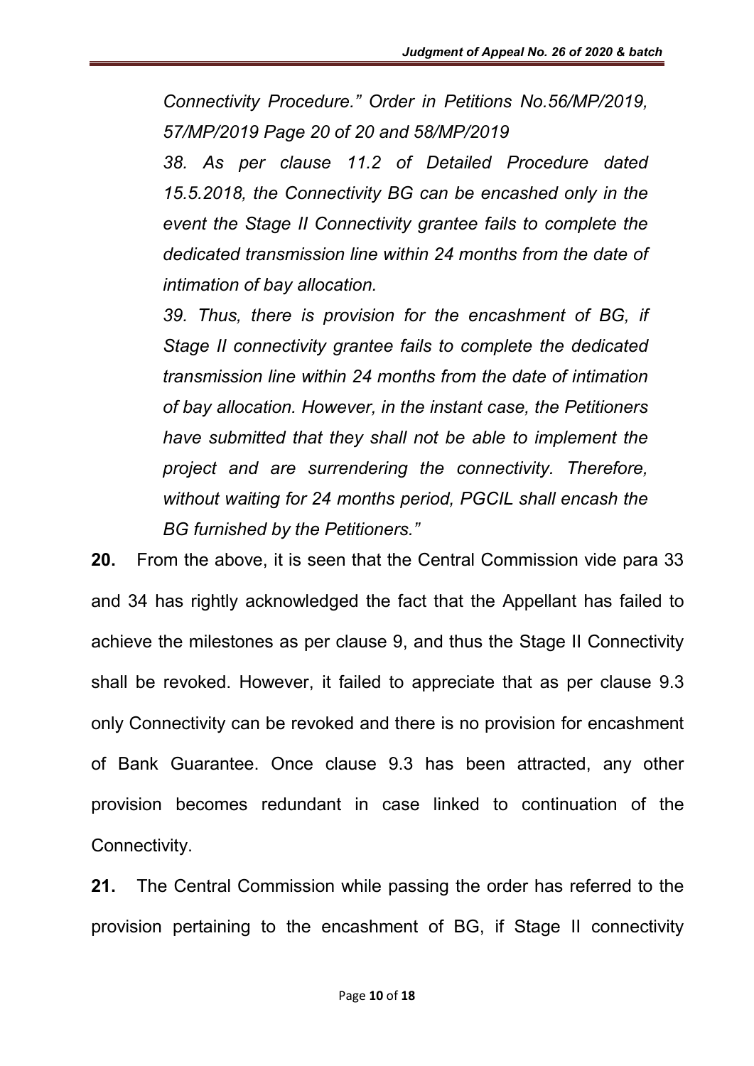*Connectivity Procedure." Order in Petitions No.56/MP/2019, 57/MP/2019 Page 20 of 20 and 58/MP/2019*

*38. As per clause 11.2 of Detailed Procedure dated 15.5.2018, the Connectivity BG can be encashed only in the event the Stage II Connectivity grantee fails to complete the dedicated transmission line within 24 months from the date of intimation of bay allocation.*

*39. Thus, there is provision for the encashment of BG, if Stage II connectivity grantee fails to complete the dedicated transmission line within 24 months from the date of intimation of bay allocation. However, in the instant case, the Petitioners have submitted that they shall not be able to implement the project and are surrendering the connectivity. Therefore, without waiting for 24 months period, PGCIL shall encash the BG furnished by the Petitioners."*

**20.** From the above, it is seen that the Central Commission vide para 33 and 34 has rightly acknowledged the fact that the Appellant has failed to achieve the milestones as per clause 9, and thus the Stage II Connectivity shall be revoked. However, it failed to appreciate that as per clause 9.3 only Connectivity can be revoked and there is no provision for encashment of Bank Guarantee. Once clause 9.3 has been attracted, any other provision becomes redundant in case linked to continuation of the Connectivity.

**21.** The Central Commission while passing the order has referred to the provision pertaining to the encashment of BG, if Stage II connectivity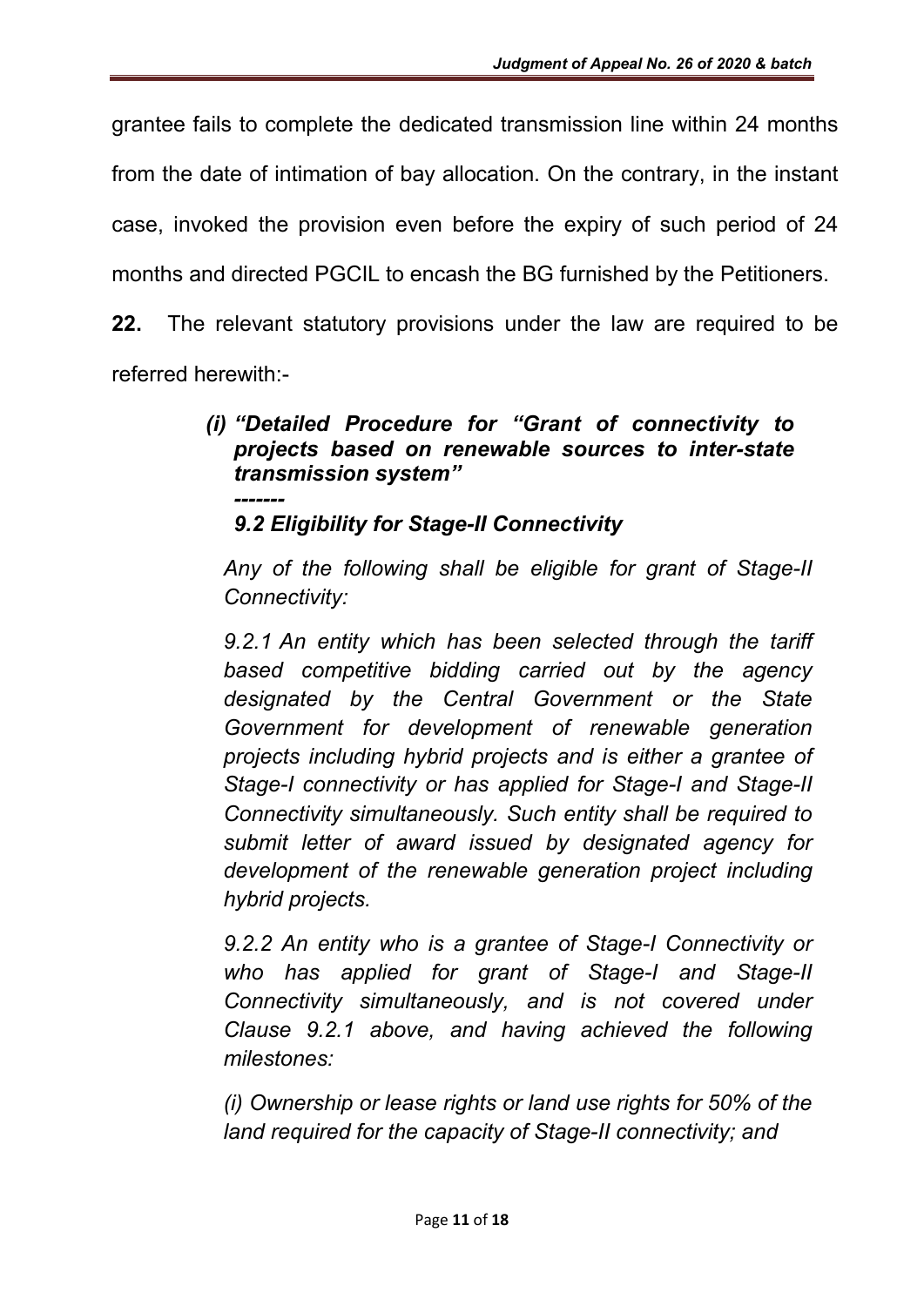grantee fails to complete the dedicated transmission line within 24 months from the date of intimation of bay allocation. On the contrary, in the instant case, invoked the provision even before the expiry of such period of 24 months and directed PGCIL to encash the BG furnished by the Petitioners.

**22.** The relevant statutory provisions under the law are required to be referred herewith:-

> ***(i) "Detailed Procedure for "Grant of connectivity to projects based on renewable sources to inter-state transmission system"***
>
> ***-------***
>
> ***9.2 Eligibility for Stage-II Connectivity***
>
> *Any of the following shall be eligible for grant of Stage-II Connectivity:*
>
> *9.2.1 An entity which has been selected through the tariff based competitive bidding carried out by the agency designated by the Central Government or the State Government for development of renewable generation projects including hybrid projects and is either a grantee of Stage-I connectivity or has applied for Stage-I and Stage-II Connectivity simultaneously. Such entity shall be required to submit letter of award issued by designated agency for development of the renewable generation project including hybrid projects.*
>
> *9.2.2 An entity who is a grantee of Stage-I Connectivity or who has applied for grant of Stage-I and Stage-II Connectivity simultaneously, and is not covered under Clause 9.2.1 above, and having achieved the following milestones:*
>
> *(i) Ownership or lease rights or land use rights for 50% of the land required for the capacity of Stage-II connectivity; and*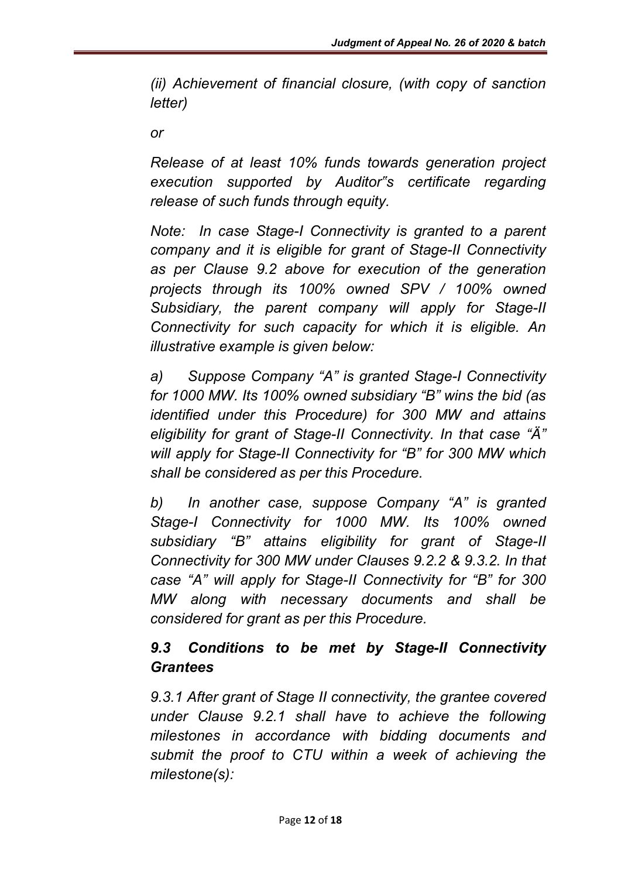*(ii) Achievement of financial closure, (with copy of sanction letter)*

*or*

*Release of at least 10% funds towards generation project execution supported by Auditor"s certificate regarding release of such funds through equity.*

*Note: In case Stage-I Connectivity is granted to a parent company and it is eligible for grant of Stage-II Connectivity as per Clause 9.2 above for execution of the generation projects through its 100% owned SPV / 100% owned Subsidiary, the parent company will apply for Stage-II Connectivity for such capacity for which it is eligible. An illustrative example is given below:*

*a) Suppose Company "A" is granted Stage-I Connectivity for 1000 MW. Its 100% owned subsidiary "B" wins the bid (as identified under this Procedure) for 300 MW and attains eligibility for grant of Stage-II Connectivity. In that case "Ä" will apply for Stage-II Connectivity for "B" for 300 MW which shall be considered as per this Procedure.*

*b) In another case, suppose Company "A" is granted Stage-I Connectivity for 1000 MW. Its 100% owned subsidiary "B" attains eligibility for grant of Stage-II Connectivity for 300 MW under Clauses 9.2.2 & 9.3.2. In that case "A" will apply for Stage-II Connectivity for "B" for 300 MW along with necessary documents and shall be considered for grant as per this Procedure.*

### *9.3 Conditions to be met by Stage-II Connectivity Grantees*

*9.3.1 After grant of Stage II connectivity, the grantee covered under Clause 9.2.1 shall have to achieve the following milestones in accordance with bidding documents and submit the proof to CTU within a week of achieving the milestone(s):*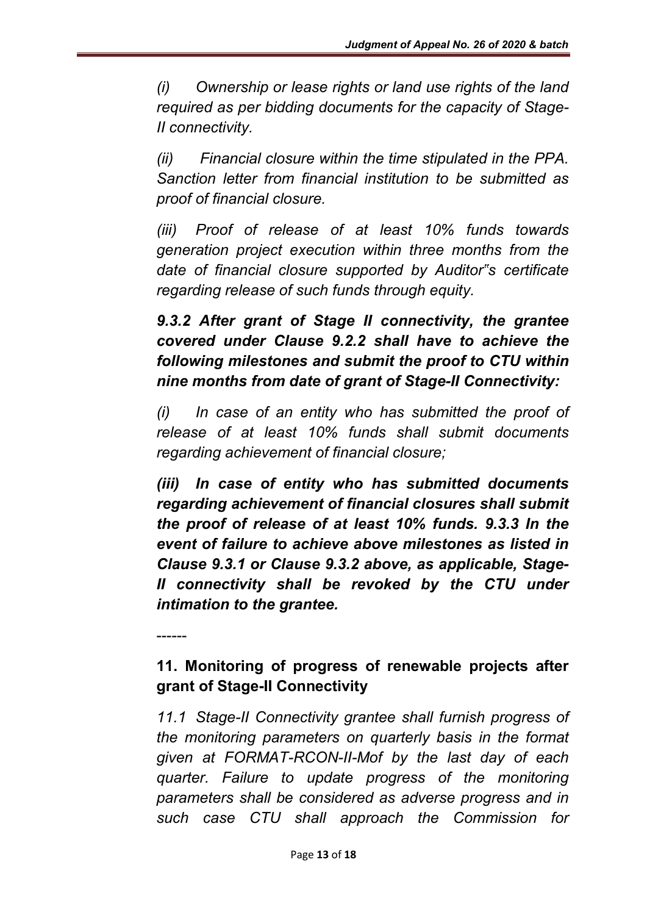*(i) Ownership or lease rights or land use rights of the land required as per bidding documents for the capacity of Stage-II connectivity.*

*(ii) Financial closure within the time stipulated in the PPA. Sanction letter from financial institution to be submitted as proof of financial closure.*

*(iii) Proof of release of at least 10% funds towards generation project execution within three months from the date of financial closure supported by Auditor"s certificate regarding release of such funds through equity.*

***9.3.2 After grant of Stage II connectivity, the grantee covered under Clause 9.2.2 shall have to achieve the following milestones and submit the proof to CTU within nine months from date of grant of Stage-II Connectivity:***

*(i) In case of an entity who has submitted the proof of release of at least 10% funds shall submit documents regarding achievement of financial closure;*

***(iii) In case of entity who has submitted documents regarding achievement of financial closures shall submit the proof of release of at least 10% funds. 9.3.3 In the event of failure to achieve above milestones as listed in Clause 9.3.1 or Clause 9.3.2 above, as applicable, Stage-II connectivity shall be revoked by the CTU under intimation to the grantee.***

------

**11. Monitoring of progress of renewable projects after grant of Stage-II Connectivity**

*11.1 Stage-II Connectivity grantee shall furnish progress of the monitoring parameters on quarterly basis in the format given at FORMAT-RCON-II-Mof by the last day of each quarter. Failure to update progress of the monitoring parameters shall be considered as adverse progress and in such case CTU shall approach the Commission for*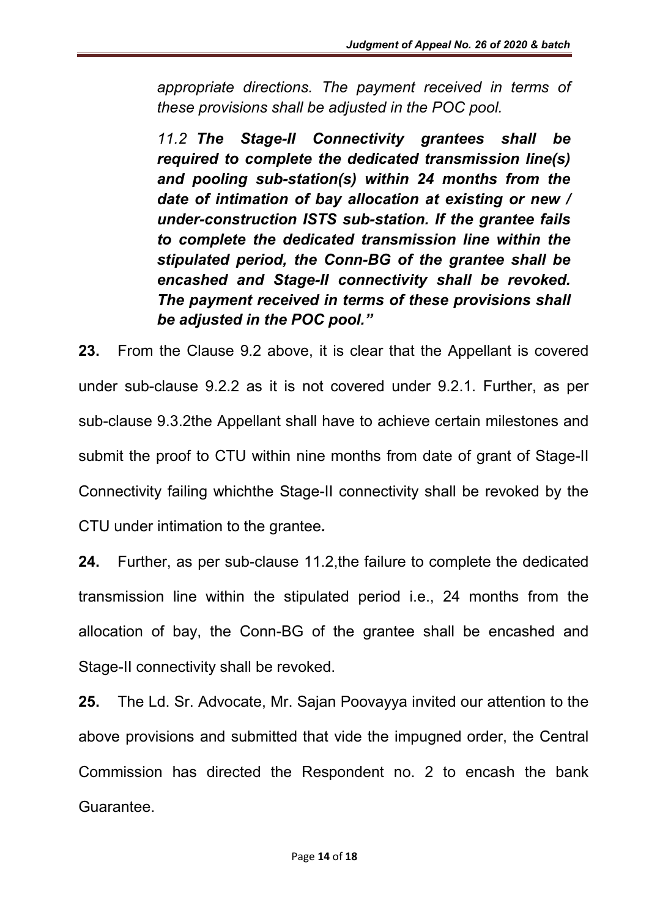*appropriate directions. The payment received in terms of these provisions shall be adjusted in the POC pool.*

*11.2 **The Stage-II Connectivity grantees shall be required to complete the dedicated transmission line(s) and pooling sub-station(s) within 24 months from the date of intimation of bay allocation at existing or new / under-construction ISTS sub-station. If the grantee fails to complete the dedicated transmission line within the stipulated period, the Conn-BG of the grantee shall be encashed and Stage-II connectivity shall be revoked. The payment received in terms of these provisions shall be adjusted in the POC pool."***

**23.** From the Clause 9.2 above, it is clear that the Appellant is covered under sub-clause 9.2.2 as it is not covered under 9.2.1. Further, as per sub-clause 9.3.2the Appellant shall have to achieve certain milestones and submit the proof to CTU within nine months from date of grant of Stage-II Connectivity failing whichthe Stage-II connectivity shall be revoked by the CTU under intimation to the grantee*.*

**24.** Further, as per sub-clause 11.2,the failure to complete the dedicated transmission line within the stipulated period i.e., 24 months from the allocation of bay, the Conn-BG of the grantee shall be encashed and Stage-II connectivity shall be revoked.

**25.** The Ld. Sr. Advocate, Mr. Sajan Poovayya invited our attention to the above provisions and submitted that vide the impugned order, the Central Commission has directed the Respondent no. 2 to encash the bank Guarantee.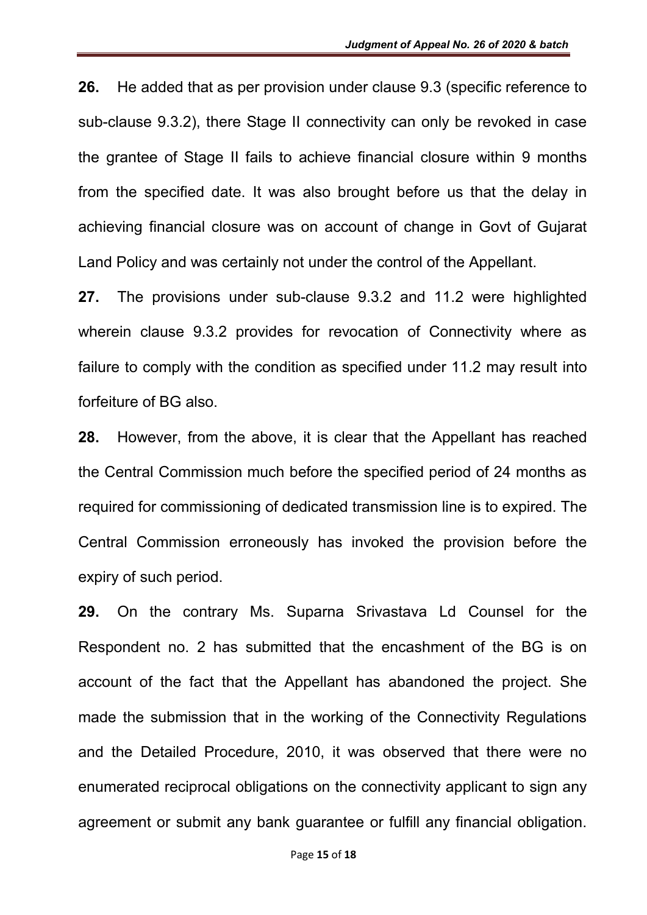**26.** He added that as per provision under clause 9.3 (specific reference to sub-clause 9.3.2), there Stage II connectivity can only be revoked in case the grantee of Stage II fails to achieve financial closure within 9 months from the specified date. It was also brought before us that the delay in achieving financial closure was on account of change in Govt of Gujarat Land Policy and was certainly not under the control of the Appellant.

**27.** The provisions under sub-clause 9.3.2 and 11.2 were highlighted wherein clause 9.3.2 provides for revocation of Connectivity where as failure to comply with the condition as specified under 11.2 may result into forfeiture of BG also.

**28.** However, from the above, it is clear that the Appellant has reached the Central Commission much before the specified period of 24 months as required for commissioning of dedicated transmission line is to expired. The Central Commission erroneously has invoked the provision before the expiry of such period.

**29.** On the contrary Ms. Suparna Srivastava Ld Counsel for the Respondent no. 2 has submitted that the encashment of the BG is on account of the fact that the Appellant has abandoned the project. She made the submission that in the working of the Connectivity Regulations and the Detailed Procedure, 2010, it was observed that there were no enumerated reciprocal obligations on the connectivity applicant to sign any agreement or submit any bank guarantee or fulfill any financial obligation.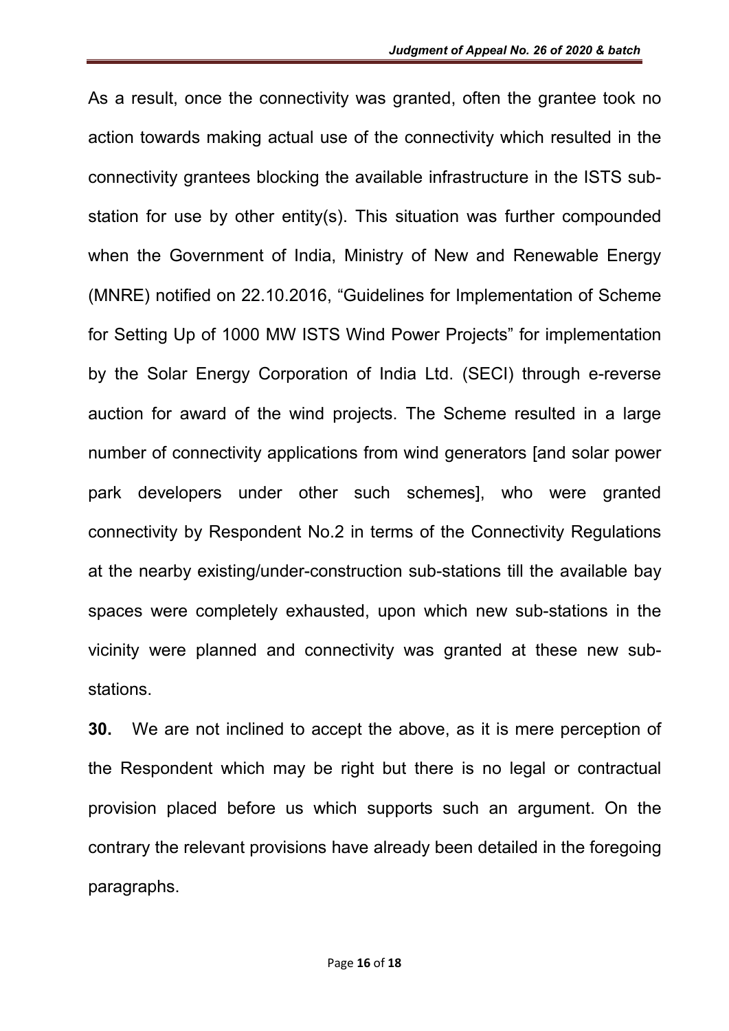As a result, once the connectivity was granted, often the grantee took no action towards making actual use of the connectivity which resulted in the connectivity grantees blocking the available infrastructure in the ISTS sub-station for use by other entity(s). This situation was further compounded when the Government of India, Ministry of New and Renewable Energy (MNRE) notified on 22.10.2016, "Guidelines for Implementation of Scheme for Setting Up of 1000 MW ISTS Wind Power Projects" for implementation by the Solar Energy Corporation of India Ltd. (SECI) through e-reverse auction for award of the wind projects. The Scheme resulted in a large number of connectivity applications from wind generators [and solar power park developers under other such schemes], who were granted connectivity by Respondent No.2 in terms of the Connectivity Regulations at the nearby existing/under-construction sub-stations till the available bay spaces were completely exhausted, upon which new sub-stations in the vicinity were planned and connectivity was granted at these new sub-stations.

**30.** We are not inclined to accept the above, as it is mere perception of the Respondent which may be right but there is no legal or contractual provision placed before us which supports such an argument. On the contrary the relevant provisions have already been detailed in the foregoing paragraphs.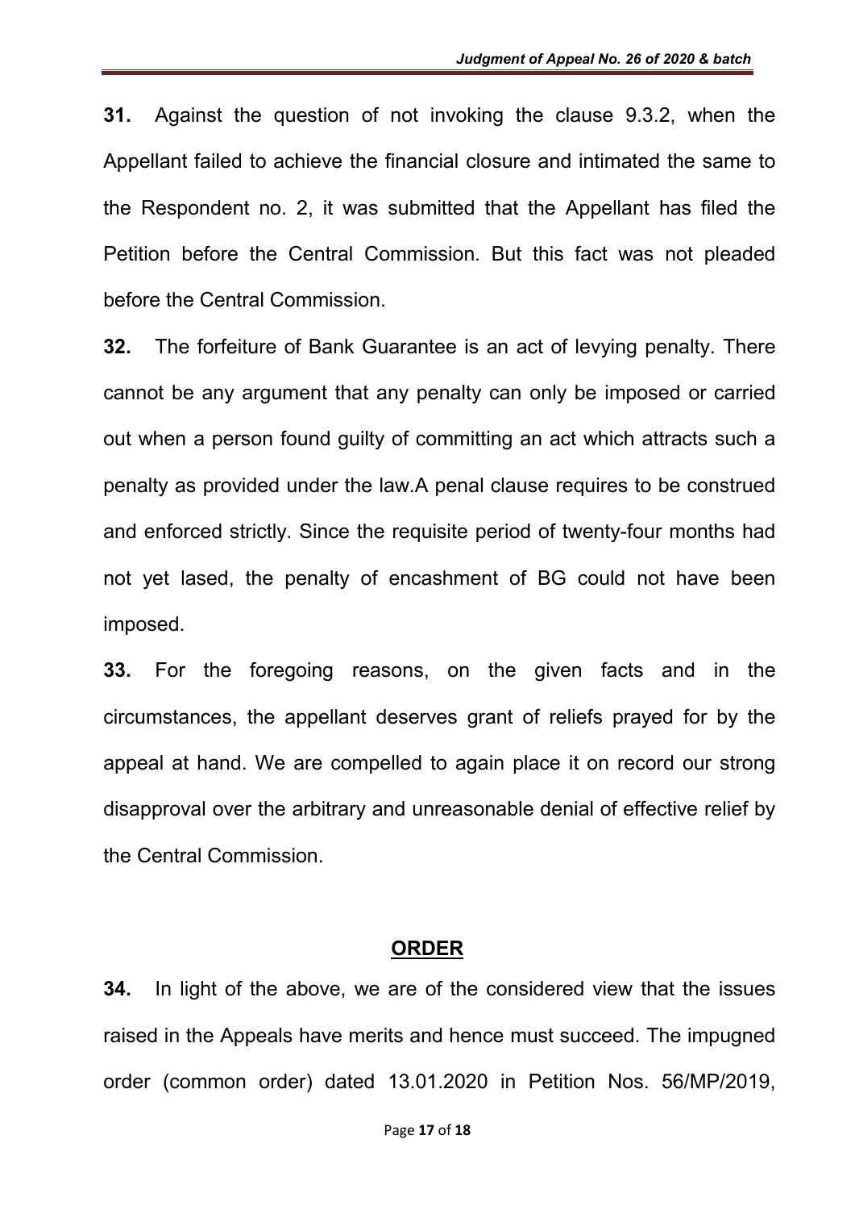**31.** Against the question of not invoking the clause 9.3.2, when the Appellant failed to achieve the financial closure and intimated the same to the Respondent no. 2, it was submitted that the Appellant has filed the Petition before the Central Commission. But this fact was not pleaded before the Central Commission.

**32.** The forfeiture of Bank Guarantee is an act of levying penalty. There cannot be any argument that any penalty can only be imposed or carried out when a person found guilty of committing an act which attracts such a penalty as provided under the law.A penal clause requires to be construed and enforced strictly. Since the requisite period of twenty-four months had not yet lased, the penalty of encashment of BG could not have been imposed.

**33.** For the foregoing reasons, on the given facts and in the circumstances, the appellant deserves grant of reliefs prayed for by the appeal at hand. We are compelled to again place it on record our strong disapproval over the arbitrary and unreasonable denial of effective relief by the Central Commission.

## ORDER

**34.** In light of the above, we are of the considered view that the issues raised in the Appeals have merits and hence must succeed. The impugned order (common order) dated 13.01.2020 in Petition Nos. 56/MP/2019,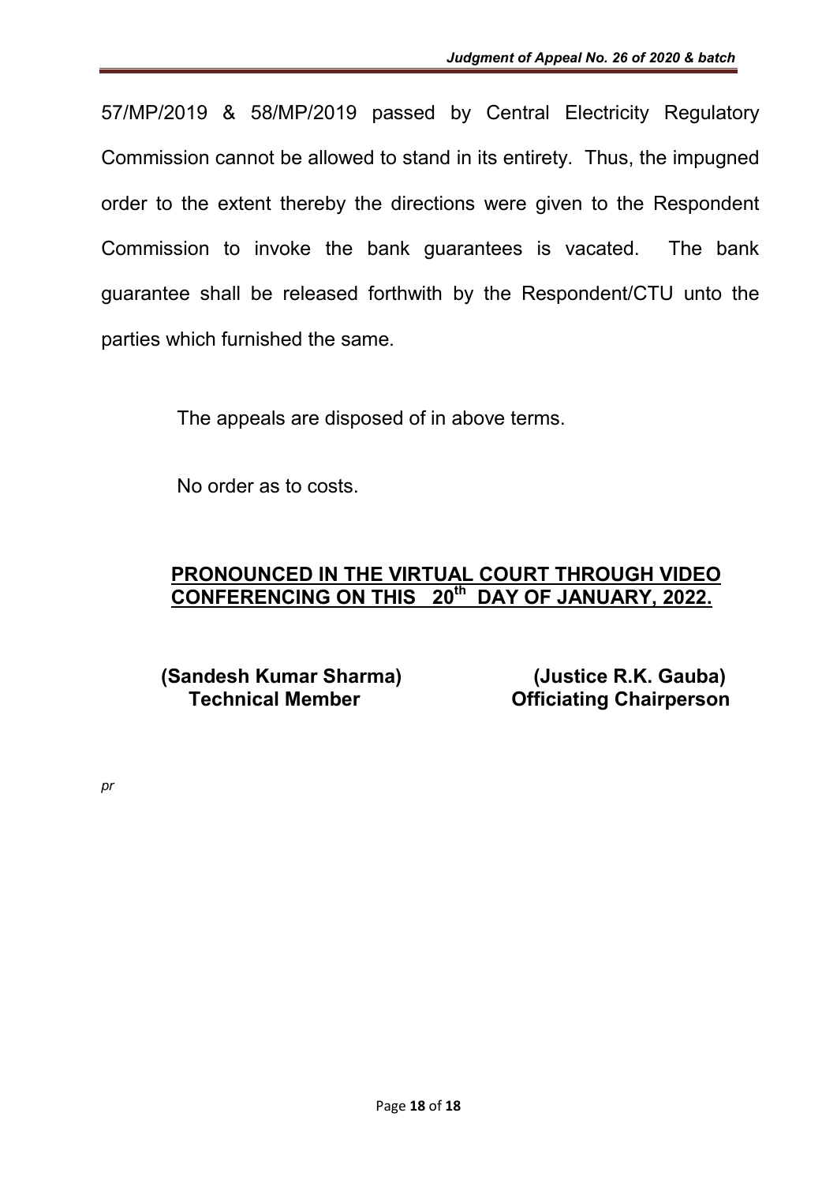57/MP/2019 & 58/MP/2019 passed by Central Electricity Regulatory Commission cannot be allowed to stand in its entirety. Thus, the impugned order to the extent thereby the directions were given to the Respondent Commission to invoke the bank guarantees is vacated. The bank guarantee shall be released forthwith by the Respondent/CTU unto the parties which furnished the same.

The appeals are disposed of in above terms.

No order as to costs.

**PRONOUNCED IN THE VIRTUAL COURT THROUGH VIDEO CONFERENCING ON THIS 20th DAY OF JANUARY, 2022.**

**(Sandesh Kumar Sharma)**
**Technical Member**

**(Justice R.K. Gauba)**
**Officiating Chairperson**

*pr*